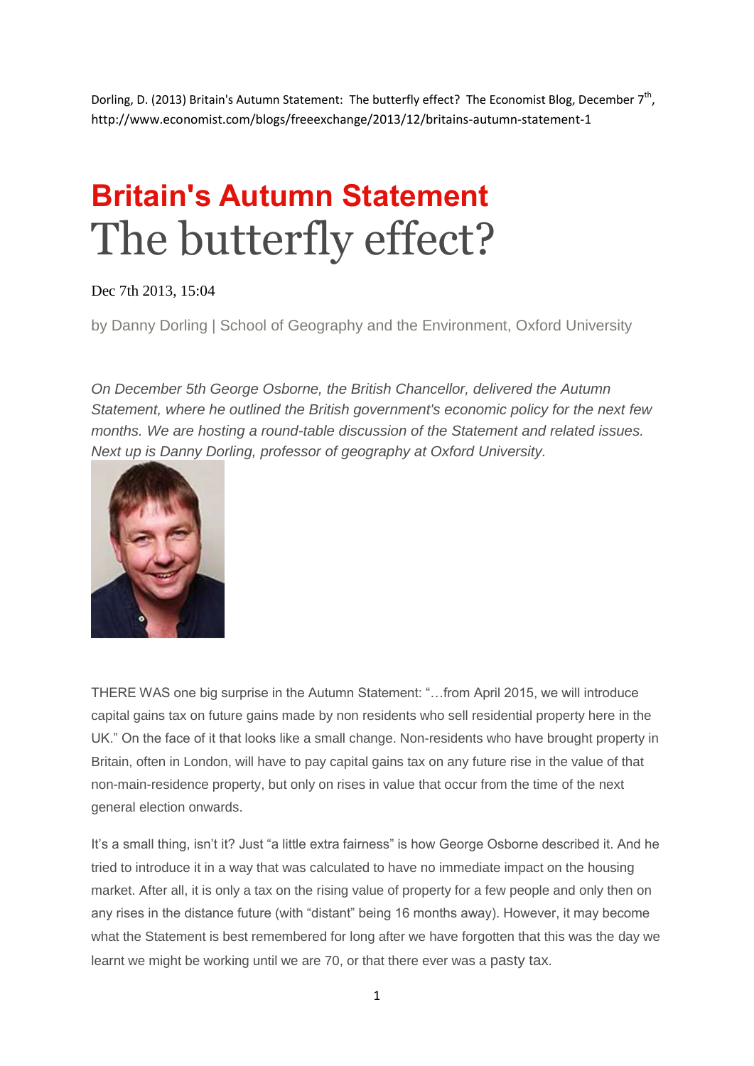Dorling, D. (2013) Britain's Autumn Statement: The butterfly effect? The Economist Blog, December 7th, http://www.economist.com/blogs/freeexchange/2013/12/britains-autumn-statement-1

# Britain's Autumn Statement

# The butterfly effect?

Dec 7th 2013, 15:04

by Danny Dorling | School of Geography and the Environment, Oxford University

*On December 5th George Osborne, the British Chancellor, delivered the Autumn Statement, where he outlined the British government's economic policy for the next few months. We are hosting a round-table discussion of the Statement and related issues. Next up is Danny Dorling, professor of geography at Oxford University.*

THERE WAS one big surprise in the Autumn Statement: "…from April 2015, we will introduce capital gains tax on future gains made by non residents who sell residential property here in the UK." On the face of it that looks like a small change. Non-residents who have brought property in Britain, often in London, will have to pay capital gains tax on any future rise in the value of that non-main-residence property, but only on rises in value that occur from the time of the next general election onwards.

It's a small thing, isn't it? Just "a little extra fairness" is how George Osborne described it. And he tried to introduce it in a way that was calculated to have no immediate impact on the housing market. After all, it is only a tax on the rising value of property for a few people and only then on any rises in the distance future (with "distant" being 16 months away). However, it may become what the Statement is best remembered for long after we have forgotten that this was the day we learnt we might be working until we are 70, or that there ever was a pasty tax.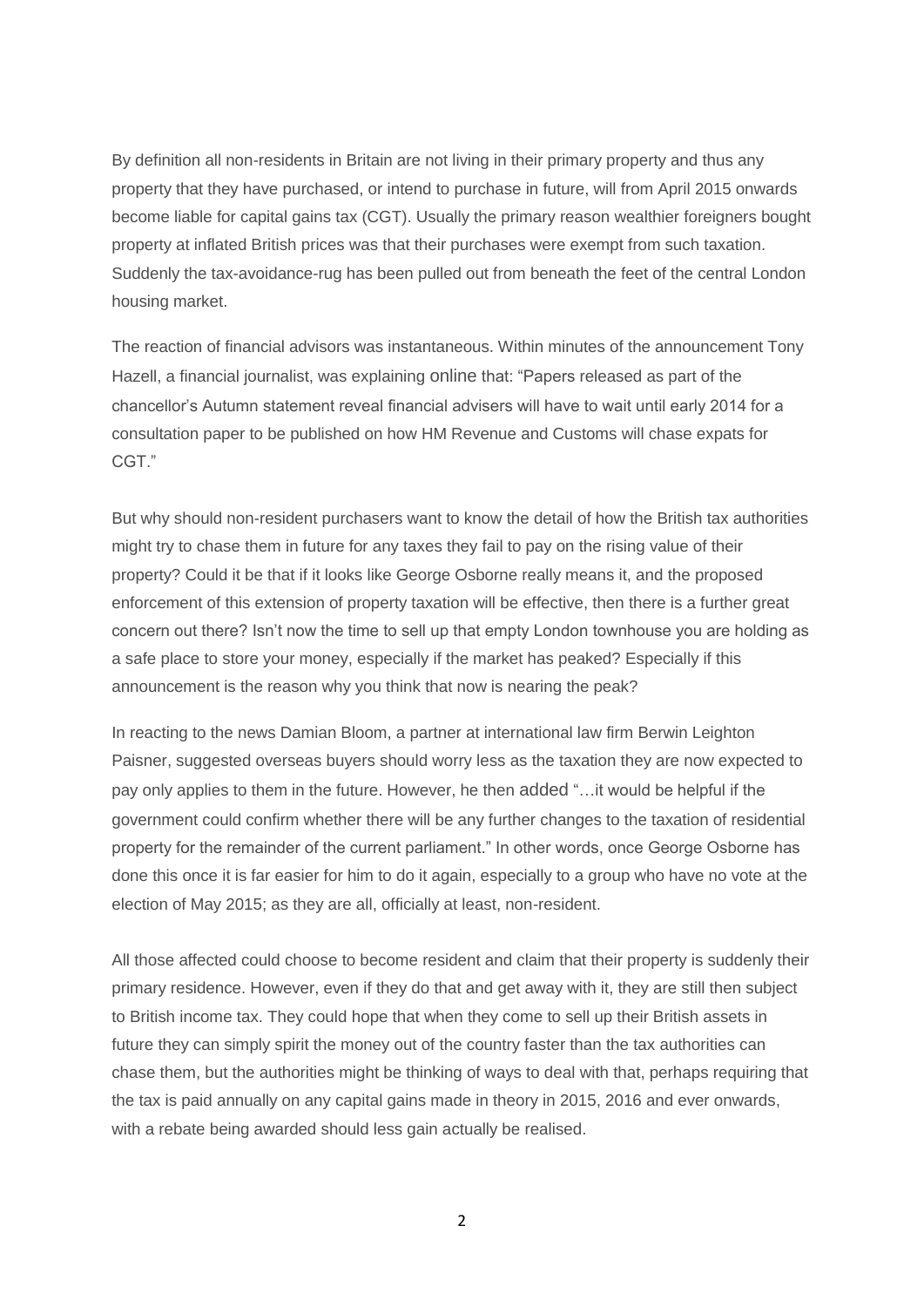By definition all non-residents in Britain are not living in their primary property and thus any property that they have purchased, or intend to purchase in future, will from April 2015 onwards become liable for capital gains tax (CGT). Usually the primary reason wealthier foreigners bought property at inflated British prices was that their purchases were exempt from such taxation. Suddenly the tax-avoidance-rug has been pulled out from beneath the feet of the central London housing market.

The reaction of financial advisors was instantaneous. Within minutes of the announcement Tony Hazell, a financial journalist, was explaining online that: "Papers released as part of the chancellor's Autumn statement reveal financial advisers will have to wait until early 2014 for a consultation paper to be published on how HM Revenue and Customs will chase expats for CGT."

But why should non-resident purchasers want to know the detail of how the British tax authorities might try to chase them in future for any taxes they fail to pay on the rising value of their property? Could it be that if it looks like George Osborne really means it, and the proposed enforcement of this extension of property taxation will be effective, then there is a further great concern out there? Isn't now the time to sell up that empty London townhouse you are holding as a safe place to store your money, especially if the market has peaked? Especially if this announcement is the reason why you think that now is nearing the peak?

In reacting to the news Damian Bloom, a partner at international law firm Berwin Leighton Paisner, suggested overseas buyers should worry less as the taxation they are now expected to pay only applies to them in the future. However, he then added "…it would be helpful if the government could confirm whether there will be any further changes to the taxation of residential property for the remainder of the current parliament." In other words, once George Osborne has done this once it is far easier for him to do it again, especially to a group who have no vote at the election of May 2015; as they are all, officially at least, non-resident.

All those affected could choose to become resident and claim that their property is suddenly their primary residence. However, even if they do that and get away with it, they are still then subject to British income tax. They could hope that when they come to sell up their British assets in future they can simply spirit the money out of the country faster than the tax authorities can chase them, but the authorities might be thinking of ways to deal with that, perhaps requiring that the tax is paid annually on any capital gains made in theory in 2015, 2016 and ever onwards, with a rebate being awarded should less gain actually be realised.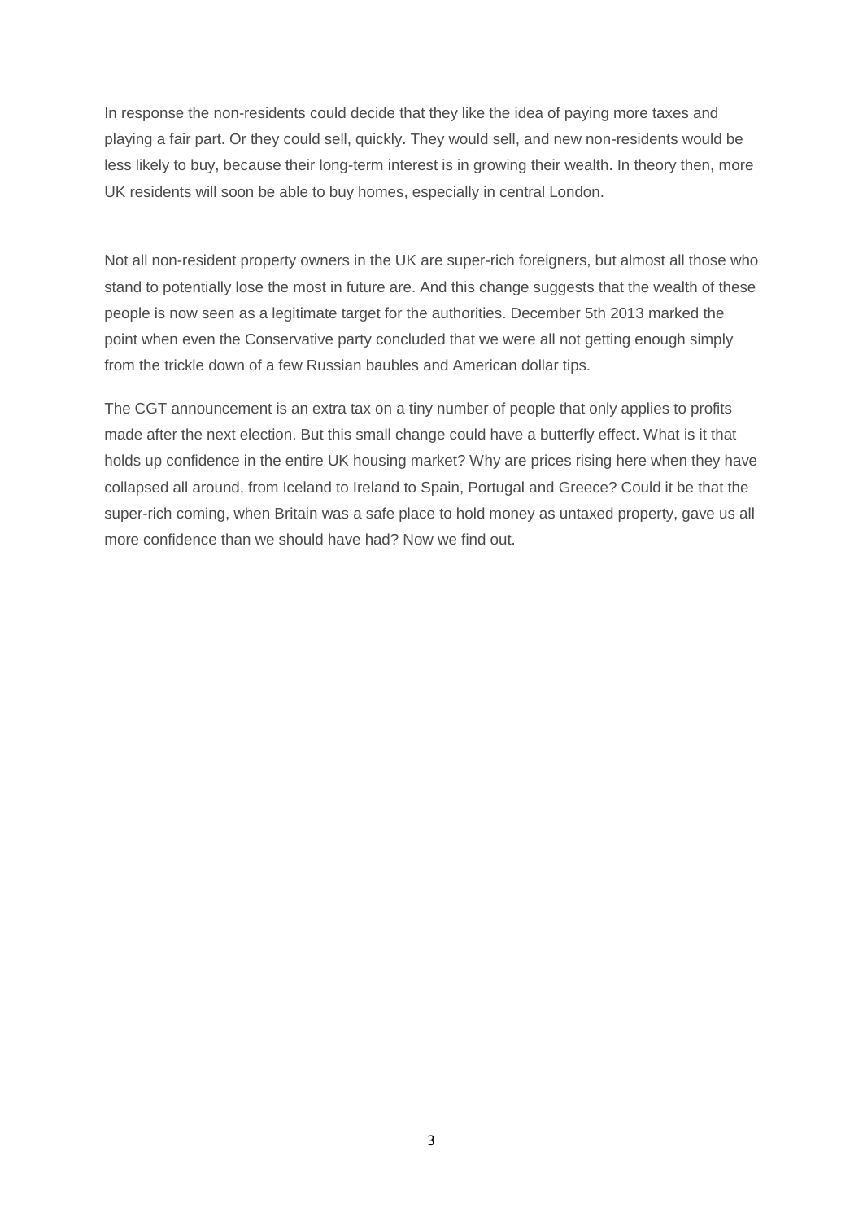In response the non-residents could decide that they like the idea of paying more taxes and playing a fair part. Or they could sell, quickly. They would sell, and new non-residents would be less likely to buy, because their long-term interest is in growing their wealth. In theory then, more UK residents will soon be able to buy homes, especially in central London.

Not all non-resident property owners in the UK are super-rich foreigners, but almost all those who stand to potentially lose the most in future are. And this change suggests that the wealth of these people is now seen as a legitimate target for the authorities. December 5th 2013 marked the point when even the Conservative party concluded that we were all not getting enough simply from the trickle down of a few Russian baubles and American dollar tips.

The CGT announcement is an extra tax on a tiny number of people that only applies to profits made after the next election. But this small change could have a butterfly effect. What is it that holds up confidence in the entire UK housing market? Why are prices rising here when they have collapsed all around, from Iceland to Ireland to Spain, Portugal and Greece? Could it be that the super-rich coming, when Britain was a safe place to hold money as untaxed property, gave us all more confidence than we should have had? Now we find out.